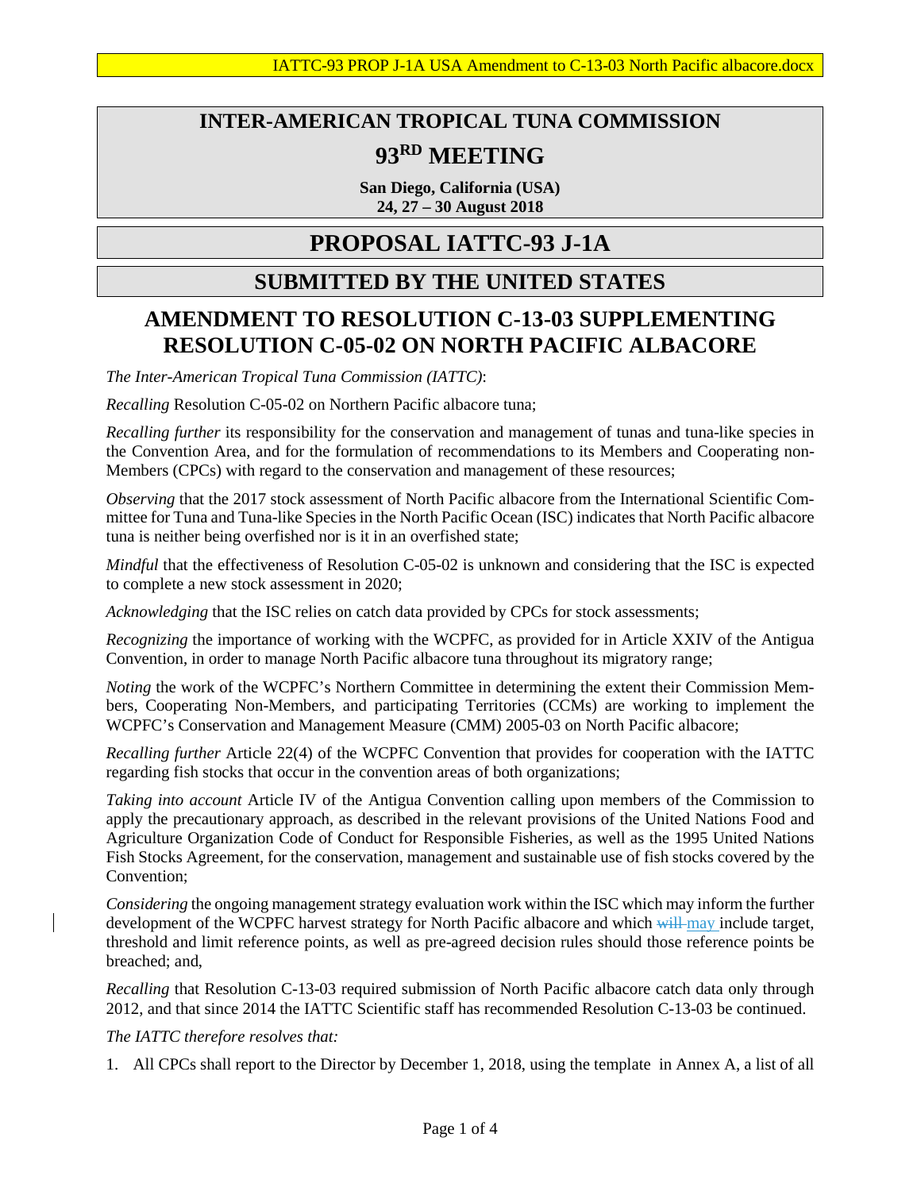# INTER-AMERICAN TROPICAL TUNA COMMISSION

# 93RD MEETING

**San Diego, California (USA)**
**24, 27 – 30 August 2018**

# PROPOSAL IATTC-93 J-1A

## SUBMITTED BY THE UNITED STATES

## AMENDMENT TO RESOLUTION C-13-03 SUPPLEMENTING RESOLUTION C-05-02 ON NORTH PACIFIC ALBACORE

*The Inter-American Tropical Tuna Commission (IATTC)*:

*Recalling* Resolution C-05-02 on Northern Pacific albacore tuna;

*Recalling further* its responsibility for the conservation and management of tunas and tuna-like species in the Convention Area, and for the formulation of recommendations to its Members and Cooperating non-Members (CPCs) with regard to the conservation and management of these resources;

*Observing* that the 2017 stock assessment of North Pacific albacore from the International Scientific Committee for Tuna and Tuna-like Species in the North Pacific Ocean (ISC) indicates that North Pacific albacore tuna is neither being overfished nor is it in an overfished state;

*Mindful* that the effectiveness of Resolution C-05-02 is unknown and considering that the ISC is expected to complete a new stock assessment in 2020;

*Acknowledging* that the ISC relies on catch data provided by CPCs for stock assessments;

*Recognizing* the importance of working with the WCPFC, as provided for in Article XXIV of the Antigua Convention, in order to manage North Pacific albacore tuna throughout its migratory range;

*Noting* the work of the WCPFC's Northern Committee in determining the extent their Commission Members, Cooperating Non-Members, and participating Territories (CCMs) are working to implement the WCPFC's Conservation and Management Measure (CMM) 2005-03 on North Pacific albacore;

*Recalling further* Article 22(4) of the WCPFC Convention that provides for cooperation with the IATTC regarding fish stocks that occur in the convention areas of both organizations;

*Taking into account* Article IV of the Antigua Convention calling upon members of the Commission to apply the precautionary approach, as described in the relevant provisions of the United Nations Food and Agriculture Organization Code of Conduct for Responsible Fisheries, as well as the 1995 United Nations Fish Stocks Agreement, for the conservation, management and sustainable use of fish stocks covered by the Convention;

*Considering* the ongoing management strategy evaluation work within the ISC which may inform the further development of the WCPFC harvest strategy for North Pacific albacore and which ~~will~~ may include target, threshold and limit reference points, as well as pre-agreed decision rules should those reference points be breached; and,

*Recalling* that Resolution C-13-03 required submission of North Pacific albacore catch data only through 2012, and that since 2014 the IATTC Scientific staff has recommended Resolution C-13-03 be continued.

*The IATTC therefore resolves that:*

1. All CPCs shall report to the Director by December 1, 2018, using the template in Annex A, a list of all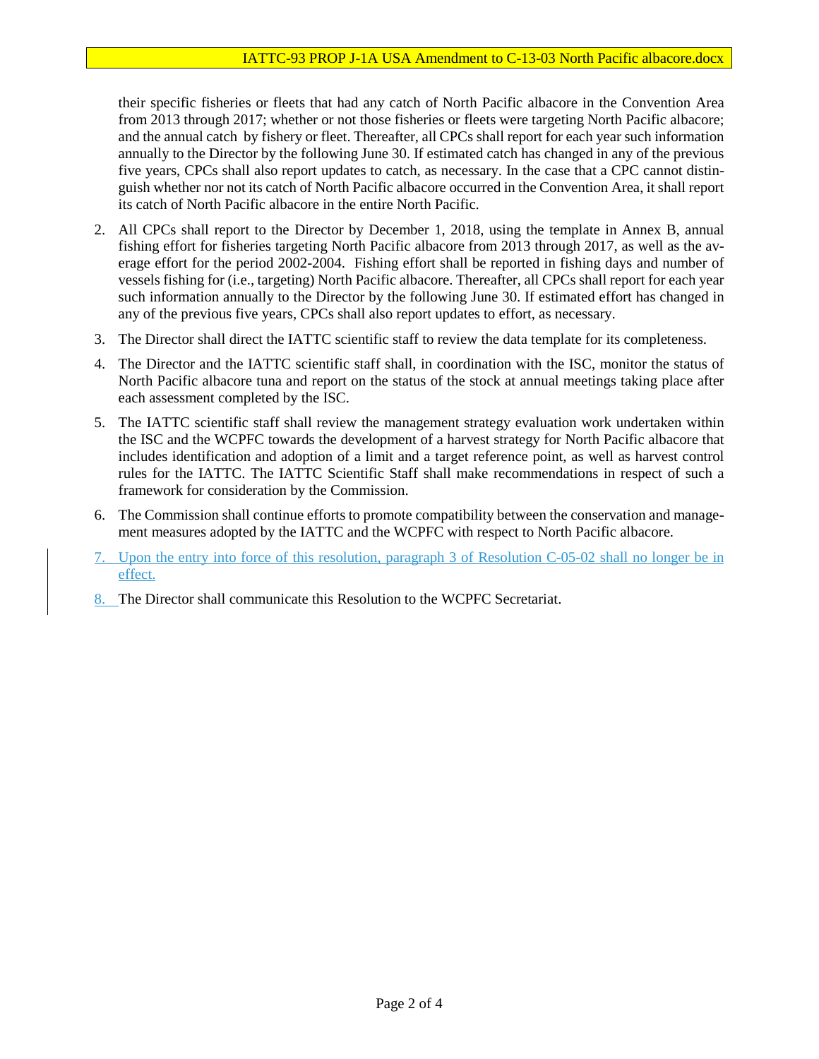their specific fisheries or fleets that had any catch of North Pacific albacore in the Convention Area from 2013 through 2017; whether or not those fisheries or fleets were targeting North Pacific albacore; and the annual catch by fishery or fleet. Thereafter, all CPCs shall report for each year such information annually to the Director by the following June 30. If estimated catch has changed in any of the previous five years, CPCs shall also report updates to catch, as necessary. In the case that a CPC cannot distinguish whether nor not its catch of North Pacific albacore occurred in the Convention Area, it shall report its catch of North Pacific albacore in the entire North Pacific.

2. All CPCs shall report to the Director by December 1, 2018, using the template in Annex B, annual fishing effort for fisheries targeting North Pacific albacore from 2013 through 2017, as well as the average effort for the period 2002-2004. Fishing effort shall be reported in fishing days and number of vessels fishing for (i.e., targeting) North Pacific albacore. Thereafter, all CPCs shall report for each year such information annually to the Director by the following June 30. If estimated effort has changed in any of the previous five years, CPCs shall also report updates to effort, as necessary.

3. The Director shall direct the IATTC scientific staff to review the data template for its completeness.

4. The Director and the IATTC scientific staff shall, in coordination with the ISC, monitor the status of North Pacific albacore tuna and report on the status of the stock at annual meetings taking place after each assessment completed by the ISC.

5. The IATTC scientific staff shall review the management strategy evaluation work undertaken within the ISC and the WCPFC towards the development of a harvest strategy for North Pacific albacore that includes identification and adoption of a limit and a target reference point, as well as harvest control rules for the IATTC. The IATTC Scientific Staff shall make recommendations in respect of such a framework for consideration by the Commission.

6. The Commission shall continue efforts to promote compatibility between the conservation and management measures adopted by the IATTC and the WCPFC with respect to North Pacific albacore.

7. Upon the entry into force of this resolution, paragraph 3 of Resolution C-05-02 shall no longer be in effect.

8. The Director shall communicate this Resolution to the WCPFC Secretariat.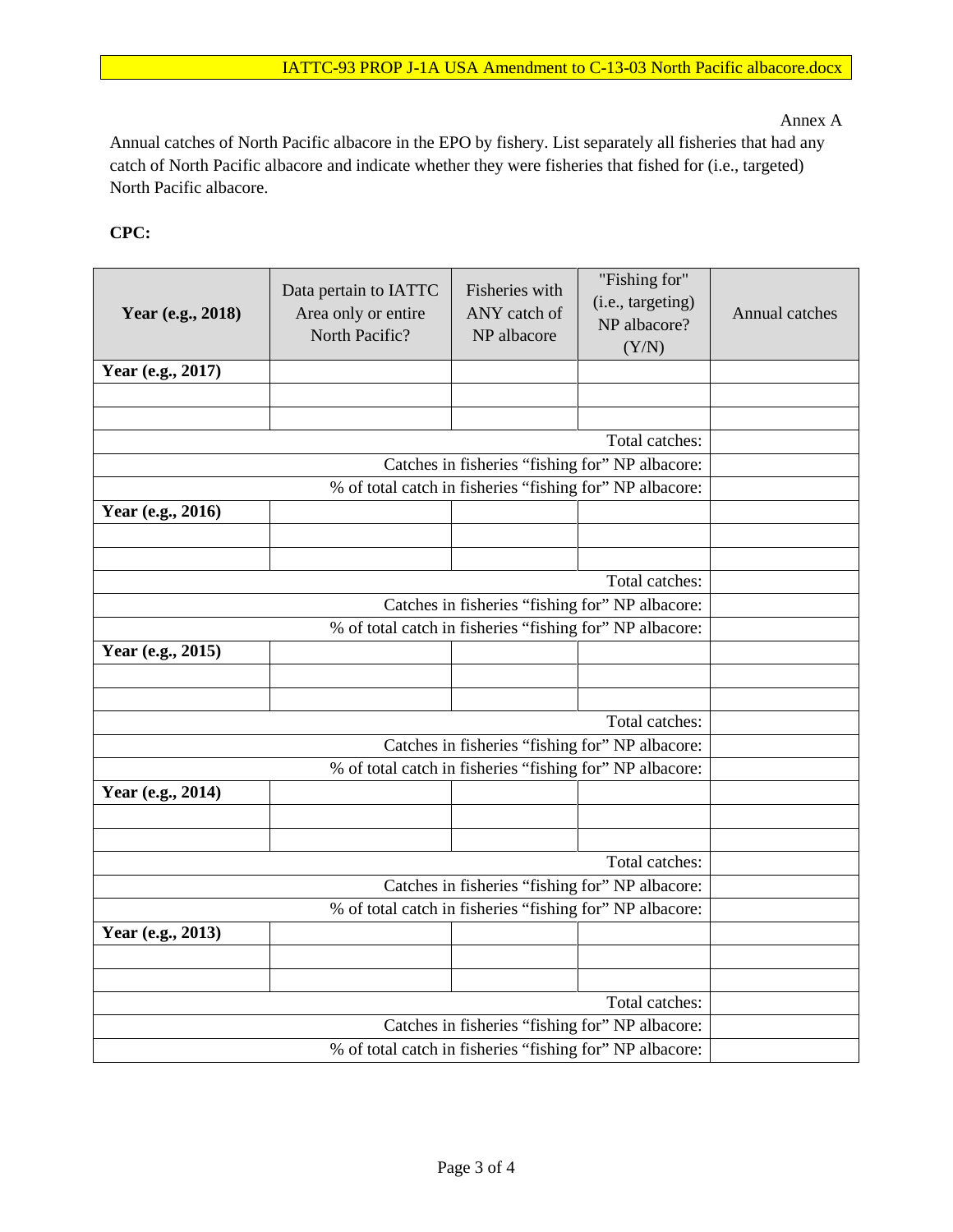Annex A

Annual catches of North Pacific albacore in the EPO by fishery. List separately all fisheries that had any catch of North Pacific albacore and indicate whether they were fisheries that fished for (i.e., targeted) North Pacific albacore.

**CPC:**

| **Year (e.g., 2018)** | Data pertain to IATTC Area only or entire North Pacific? | Fisheries with ANY catch of NP albacore | "Fishing for" (i.e., targeting) NP albacore? (Y/N) | Annual catches |
|---|---|---|---|---|
| **Year (e.g., 2017)** | | | | |
| | | | | |
| | | | | |
| | | | Total catches: | |
| | | | Catches in fisheries "fishing for" NP albacore: | |
| | | | % of total catch in fisheries "fishing for" NP albacore: | |
| **Year (e.g., 2016)** | | | | |
| | | | | |
| | | | | |
| | | | Total catches: | |
| | | | Catches in fisheries "fishing for" NP albacore: | |
| | | | % of total catch in fisheries "fishing for" NP albacore: | |
| **Year (e.g., 2015)** | | | | |
| | | | | |
| | | | | |
| | | | Total catches: | |
| | | | Catches in fisheries "fishing for" NP albacore: | |
| | | | % of total catch in fisheries "fishing for" NP albacore: | |
| **Year (e.g., 2014)** | | | | |
| | | | | |
| | | | | |
| | | | Total catches: | |
| | | | Catches in fisheries "fishing for" NP albacore: | |
| | | | % of total catch in fisheries "fishing for" NP albacore: | |
| **Year (e.g., 2013)** | | | | |
| | | | | |
| | | | | |
| | | | Total catches: | |
| | | | Catches in fisheries "fishing for" NP albacore: | |
| | | | % of total catch in fisheries "fishing for" NP albacore: | |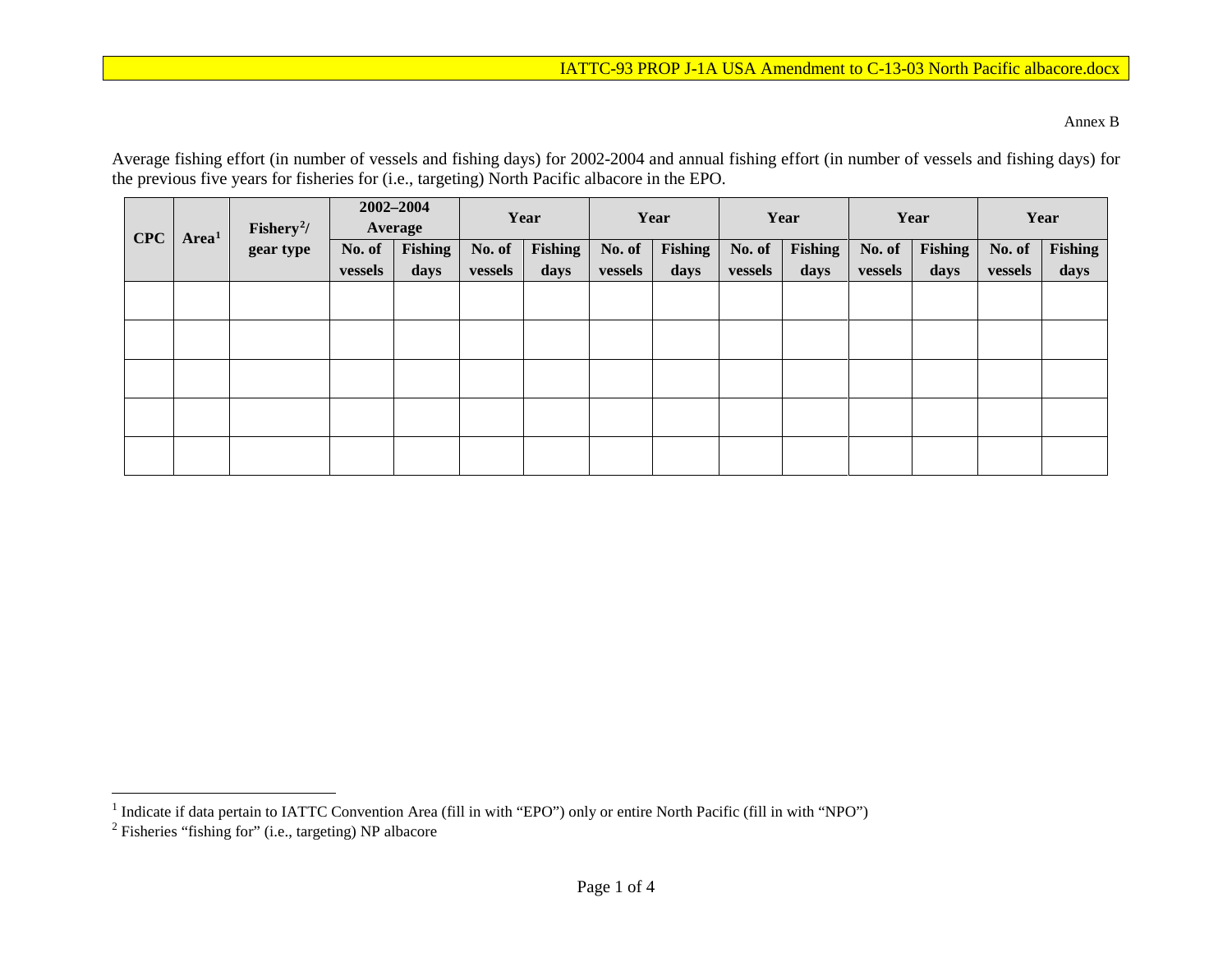Annex B

Average fishing effort (in number of vessels and fishing days) for 2002-2004 and annual fishing effort (in number of vessels and fishing days) for the previous five years for fisheries for (i.e., targeting) North Pacific albacore in the EPO.

| CPC | Area[1] | Fishery[2]/ gear type | 2002–2004 Average | | Year | | Year | | Year | | Year | | Year | |
|---|---|---|---|---|---|---|---|---|---|---|---|---|---|---|
| | | | No. of vessels | Fishing days | No. of vessels | Fishing days | No. of vessels | Fishing days | No. of vessels | Fishing days | No. of vessels | Fishing days | No. of vessels | Fishing days |
| | | | | | | | | | | | | | | |
| | | | | | | | | | | | | | | |
| | | | | | | | | | | | | | | |
| | | | | | | | | | | | | | | |
| | | | | | | | | | | | | | | |

[1] Indicate if data pertain to IATTC Convention Area (fill in with "EPO") only or entire North Pacific (fill in with "NPO")

[2] Fisheries "fishing for" (i.e., targeting) NP albacore